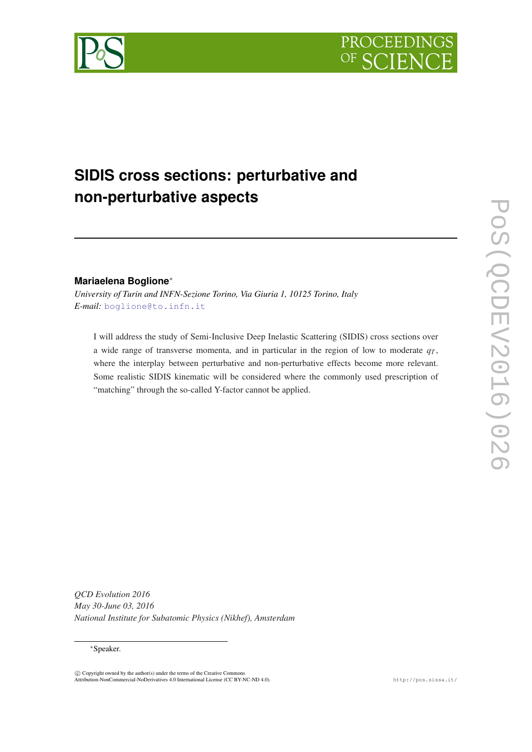# SIDIS cross sections: perturbative and non-perturbative aspects

**Mariaelena Boglione***

*University of Turin and INFN-Sezione Torino, Via Giuria 1, 10125 Torino, Italy*
*E-mail:* boglione@to.infn.it

I will address the study of Semi-Inclusive Deep Inelastic Scattering (SIDIS) cross sections over a wide range of transverse momenta, and in particular in the region of low to moderate $q_T$, where the interplay between perturbative and non-perturbative effects become more relevant. Some realistic SIDIS kinematic will be considered where the commonly used prescription of "matching" through the so-called Y-factor cannot be applied.

*QCD Evolution 2016*
*May 30-June 03, 2016*
*National Institute for Subatomic Physics (Nikhef), Amsterdam*

*Speaker.

© Copyright owned by the author(s) under the terms of the Creative Commons Attribution-NonCommercial-NoDerivatives 4.0 International License (CC BY-NC-ND 4.0).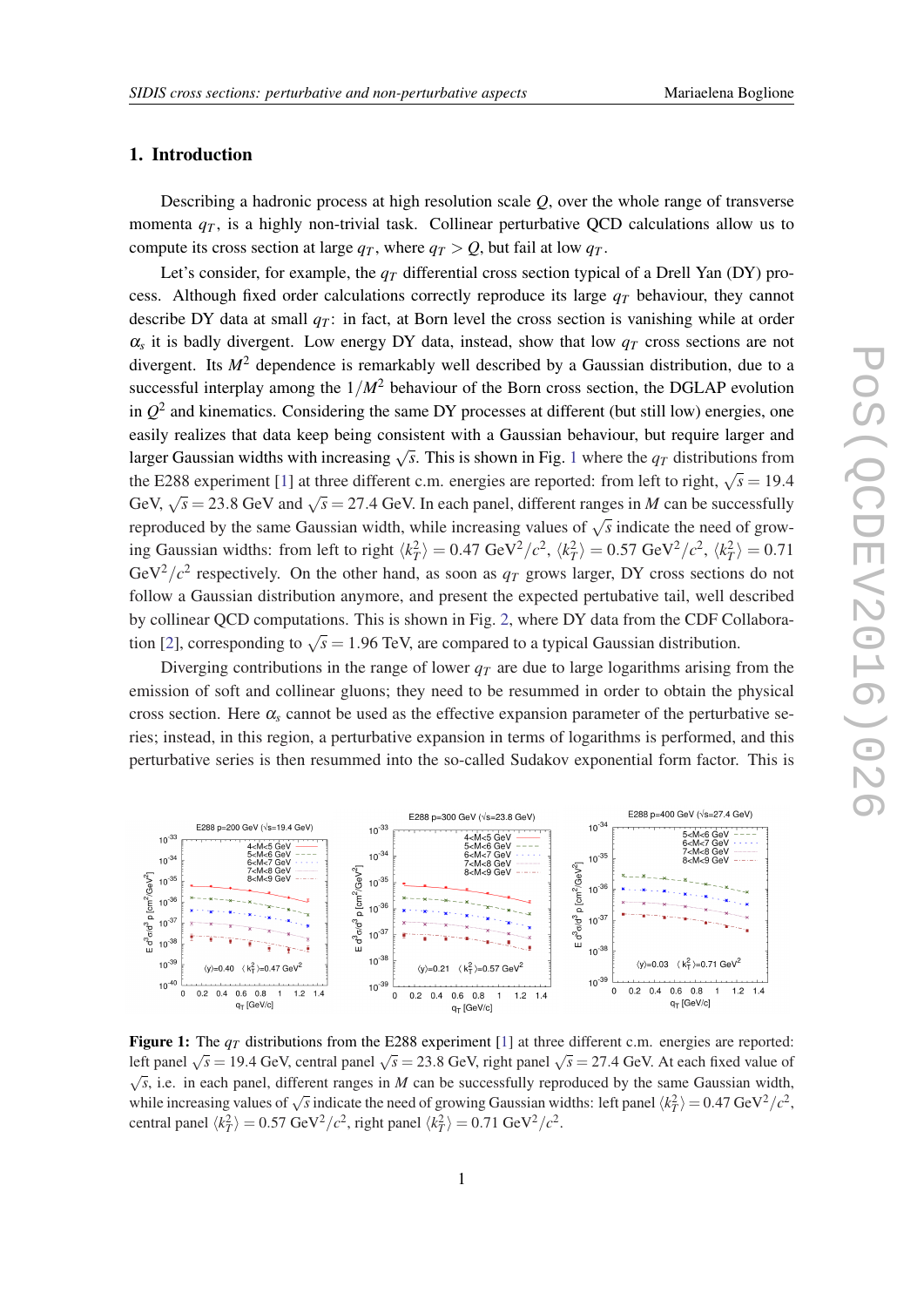## 1. Introduction

Describing a hadronic process at high resolution scale $Q$, over the whole range of transverse momenta $q_T$, is a highly non-trivial task. Collinear perturbative QCD calculations allow us to compute its cross section at large $q_T$, where $q_T > Q$, but fail at low $q_T$.

Let's consider, for example, the $q_T$ differential cross section typical of a Drell Yan (DY) process. Although fixed order calculations correctly reproduce its large $q_T$ behaviour, they cannot describe DY data at small $q_T$: in fact, at Born level the cross section is vanishing while at order $\alpha_s$ it is badly divergent. Low energy DY data, instead, show that low $q_T$ cross sections are not divergent. Its $M^2$ dependence is remarkably well described by a Gaussian distribution, due to a successful interplay among the $1/M^2$ behaviour of the Born cross section, the DGLAP evolution in $Q^2$ and kinematics. Considering the same DY processes at different (but still low) energies, one easily realizes that data keep being consistent with a Gaussian behaviour, but require larger and larger Gaussian widths with increasing $\sqrt{s}$. This is shown in Fig. 1 where the $q_T$ distributions from the E288 experiment [1] at three different c.m. energies are reported: from left to right, $\sqrt{s} = 19.4$ GeV, $\sqrt{s} = 23.8$ GeV and $\sqrt{s} = 27.4$ GeV. In each panel, different ranges in $M$ can be successfully reproduced by the same Gaussian width, while increasing values of $\sqrt{s}$ indicate the need of growing Gaussian widths: from left to right $\langle k_T^2 \rangle = 0.47$ GeV$^2/c^2$, $\langle k_T^2 \rangle = 0.57$ GeV$^2/c^2$, $\langle k_T^2 \rangle = 0.71$ GeV$^2/c^2$ respectively. On the other hand, as soon as $q_T$ grows larger, DY cross sections do not follow a Gaussian distribution anymore, and present the expected pertubative tail, well described by collinear QCD computations. This is shown in Fig. 2, where DY data from the CDF Collaboration [2], corresponding to $\sqrt{s} = 1.96$ TeV, are compared to a typical Gaussian distribution.

Diverging contributions in the range of lower $q_T$ are due to large logarithms arising from the emission of soft and collinear gluons; they need to be resummed in order to obtain the physical cross section. Here $\alpha_s$ cannot be used as the effective expansion parameter of the perturbative series; instead, in this region, a perturbative expansion in terms of logarithms is performed, and this perturbative series is then resummed into the so-called Sudakov exponential form factor. This is

**Figure 1:** The $q_T$ distributions from the E288 experiment [1] at three different c.m. energies are reported: left panel $\sqrt{s} = 19.4$ GeV, central panel $\sqrt{s} = 23.8$ GeV, right panel $\sqrt{s} = 27.4$ GeV. At each fixed value of $\sqrt{s}$, i.e. in each panel, different ranges in $M$ can be successfully reproduced by the same Gaussian width, while increasing values of $\sqrt{s}$ indicate the need of growing Gaussian widths: left panel $\langle k_T^2 \rangle = 0.47$ GeV$^2/c^2$, central panel $\langle k_T^2 \rangle = 0.57$ GeV$^2/c^2$, right panel $\langle k_T^2 \rangle = 0.71$ GeV$^2/c^2$.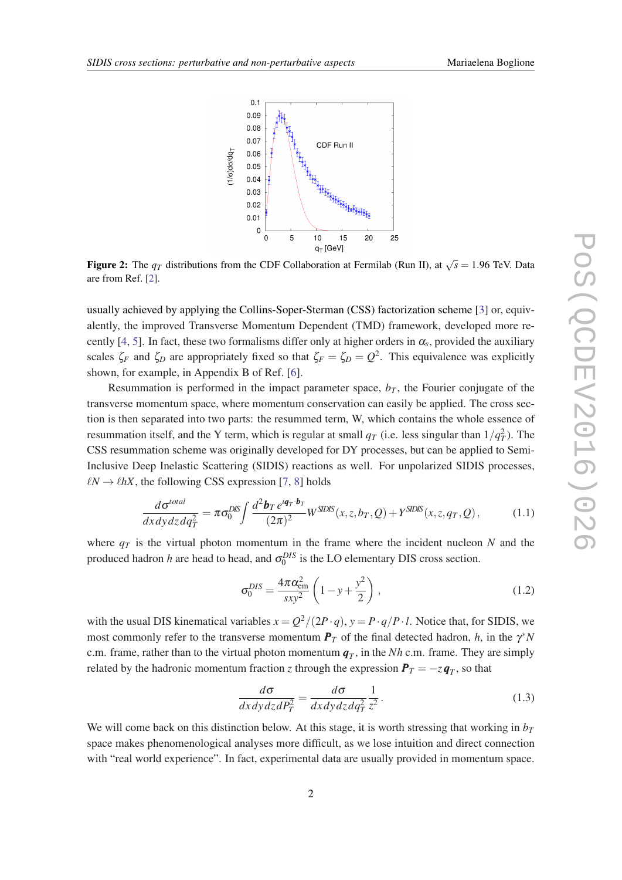Figure 2: The $q_T$ distributions from the CDF Collaboration at Fermilab (Run II), at $\sqrt{s} = 1.96$ TeV. Data are from Ref. [2].

usually achieved by applying the Collins-Soper-Sterman (CSS) factorization scheme [3] or, equivalently, the improved Transverse Momentum Dependent (TMD) framework, developed more recently [4, 5]. In fact, these two formalisms differ only at higher orders in $\alpha_s$, provided the auxiliary scales $\zeta_F$ and $\zeta_D$ are appropriately fixed so that $\zeta_F = \zeta_D = Q^2$. This equivalence was explicitly shown, for example, in Appendix B of Ref. [6].

Resummation is performed in the impact parameter space, $b_T$, the Fourier conjugate of the transverse momentum space, where momentum conservation can easily be applied. The cross section is then separated into two parts: the resummed term, W, which contains the whole essence of resummation itself, and the Y term, which is regular at small $q_T$ (i.e. less singular than $1/q_T^2$). The CSS resummation scheme was originally developed for DY processes, but can be applied to Semi-Inclusive Deep Inelastic Scattering (SIDIS) reactions as well. For unpolarized SIDIS processes, $\ell N \to \ell h X$, the following CSS expression [7, 8] holds

$$\frac{d\sigma^{total}}{dx\,dy\,dz\,dq_T^2} = \pi\sigma_0^{DIS} \int \frac{d^2\boldsymbol{b}_T\, e^{i\boldsymbol{q}_T\cdot\boldsymbol{b}_T}}{(2\pi)^2} W^{SIDIS}(x,z,b_T,Q) + Y^{SIDIS}(x,z,q_T,Q)\,, \tag{1.1}$$

where $q_T$ is the virtual photon momentum in the frame where the incident nucleon $N$ and the produced hadron $h$ are head to head, and $\sigma_0^{DIS}$ is the LO elementary DIS cross section.

$$\sigma_0^{DIS} = \frac{4\pi\alpha_{em}^2}{sxy^2}\left(1 - y + \frac{y^2}{2}\right)\,, \tag{1.2}$$

with the usual DIS kinematical variables $x = Q^2/(2P\cdot q)$, $y = P\cdot q/P\cdot l$. Notice that, for SIDIS, we most commonly refer to the transverse momentum $\boldsymbol{P}_T$ of the final detected hadron, $h$, in the $\gamma^* N$ c.m. frame, rather than to the virtual photon momentum $\boldsymbol{q}_T$, in the $Nh$ c.m. frame. They are simply related by the hadronic momentum fraction $z$ through the expression $\boldsymbol{P}_T = -z\boldsymbol{q}_T$, so that

$$\frac{d\sigma}{dx\,dy\,dz\,dP_T^2} = \frac{d\sigma}{dx\,dy\,dz\,dq_T^2}\,\frac{1}{z^2}\,. \tag{1.3}$$

We will come back on this distinction below. At this stage, it is worth stressing that working in $b_T$ space makes phenomenological analyses more difficult, as we lose intuition and direct connection with "real world experience". In fact, experimental data are usually provided in momentum space.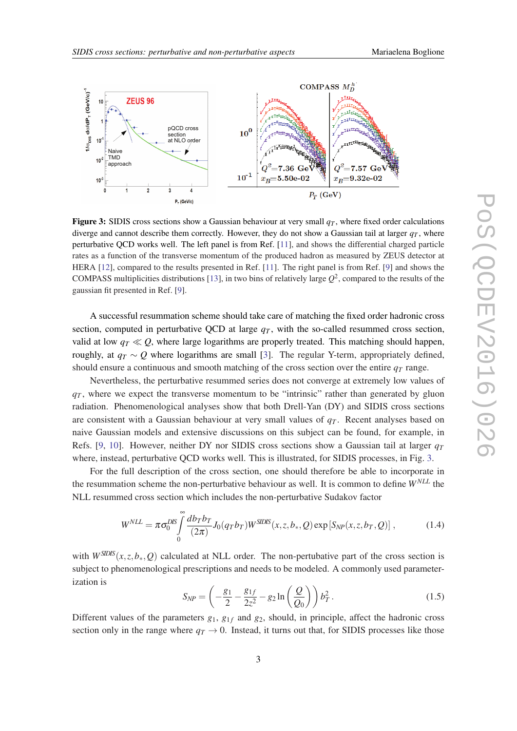**Figure 3:** SIDIS cross sections show a Gaussian behaviour at very small $q_T$, where fixed order calculations diverge and cannot describe them correctly. However, they do not show a Gaussian tail at larger $q_T$, where perturbative QCD works well. The left panel is from Ref. [11], and shows the differential charged particle rates as a function of the transverse momentum of the produced hadron as measured by ZEUS detector at HERA [12], compared to the results presented in Ref. [11]. The right panel is from Ref. [9] and shows the COMPASS multiplicities distributions [13], in two bins of relatively large $Q^2$, compared to the results of the gaussian fit presented in Ref. [9].

A successful resummation scheme should take care of matching the fixed order hadronic cross section, computed in perturbative QCD at large $q_T$, with the so-called resummed cross section, valid at low $q_T \ll Q$, where large logarithms are properly treated. This matching should happen, roughly, at $q_T \sim Q$ where logarithms are small [3]. The regular Y-term, appropriately defined, should ensure a continuous and smooth matching of the cross section over the entire $q_T$ range.

Nevertheless, the perturbative resummed series does not converge at extremely low values of $q_T$, where we expect the transverse momentum to be "intrinsic" rather than generated by gluon radiation. Phenomenological analyses show that both Drell-Yan (DY) and SIDIS cross sections are consistent with a Gaussian behaviour at very small values of $q_T$. Recent analyses based on naive Gaussian models and extensive discussions on this subject can be found, for example, in Refs. [9, 10]. However, neither DY nor SIDIS cross sections show a Gaussian tail at larger $q_T$ where, instead, perturbative QCD works well. This is illustrated, for SIDIS processes, in Fig. 3.

For the full description of the cross section, one should therefore be able to incorporate in the resummation scheme the non-perturbative behaviour as well. It is common to define $W^{NLL}$ the NLL resummed cross section which includes the non-perturbative Sudakov factor

$$W^{NLL} = \pi\sigma_0^{DIS} \int_0^\infty \frac{db_T b_T}{(2\pi)} J_0(q_T b_T) W^{SIDIS}(x,z,b_*,Q) \exp\left[S_{NP}(x,z,b_T,Q)\right], \tag{1.4}$$

with $W^{SIDIS}(x,z,b_*,Q)$ calculated at NLL order. The non-pertubative part of the cross section is subject to phenomenological prescriptions and needs to be modeled. A commonly used parameterization is

$$S_{NP} = \left(-\frac{g_1}{2} - \frac{g_{1f}}{2z^2} - g_2 \ln\left(\frac{Q}{Q_0}\right)\right) b_T^2 \,. \tag{1.5}$$

Different values of the parameters $g_1$, $g_{1f}$ and $g_2$, should, in principle, affect the hadronic cross section only in the range where $q_T \to 0$. Instead, it turns out that, for SIDIS processes like those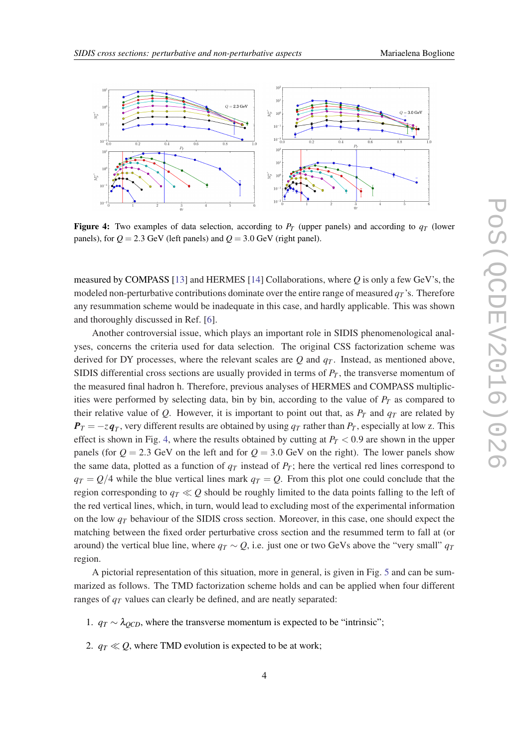**Figure 4:** Two examples of data selection, according to $P_T$ (upper panels) and according to $q_T$ (lower panels), for $Q = 2.3$ GeV (left panels) and $Q = 3.0$ GeV (right panel).

measured by COMPASS [13] and HERMES [14] Collaborations, where $Q$ is only a few GeV's, the modeled non-perturbative contributions dominate over the entire range of measured $q_T$'s. Therefore any resummation scheme would be inadequate in this case, and hardly applicable. This was shown and thoroughly discussed in Ref. [6].

Another controversial issue, which plays an important role in SIDIS phenomenological analyses, concerns the criteria used for data selection. The original CSS factorization scheme was derived for DY processes, where the relevant scales are $Q$ and $q_T$. Instead, as mentioned above, SIDIS differential cross sections are usually provided in terms of $P_T$, the transverse momentum of the measured final hadron h. Therefore, previous analyses of HERMES and COMPASS multiplicities were performed by selecting data, bin by bin, according to the value of $P_T$ as compared to their relative value of $Q$. However, it is important to point out that, as $P_T$ and $q_T$ are related by $\boldsymbol{P}_T = -z\,\boldsymbol{q}_T$, very different results are obtained by using $q_T$ rather than $P_T$, especially at low z. This effect is shown in Fig. 4, where the results obtained by cutting at $P_T < 0.9$ are shown in the upper panels (for $Q = 2.3$ GeV on the left and for $Q = 3.0$ GeV on the right). The lower panels show the same data, plotted as a function of $q_T$ instead of $P_T$; here the vertical red lines correspond to $q_T = Q/4$ while the blue vertical lines mark $q_T = Q$. From this plot one could conclude that the region corresponding to $q_T \ll Q$ should be roughly limited to the data points falling to the left of the red vertical lines which, in turn, would lead to excluding most of the experimental information on the low $q_T$ behaviour of the SIDIS cross section. Moreover, in this case, one should expect the matching between the fixed order perturbative cross section and the resummed term to fall at (or around) the vertical blue line, where $q_T \sim Q$, i.e. just one or two GeVs above the "very small" $q_T$ region.

A pictorial representation of this situation, more in general, is given in Fig. 5 and can be summarized as follows. The TMD factorization scheme holds and can be applied when four different ranges of $q_T$ values can clearly be defined, and are neatly separated:

1. $q_T \sim \lambda_{QCD}$, where the transverse momentum is expected to be "intrinsic";
2. $q_T \ll Q$, where TMD evolution is expected to be at work;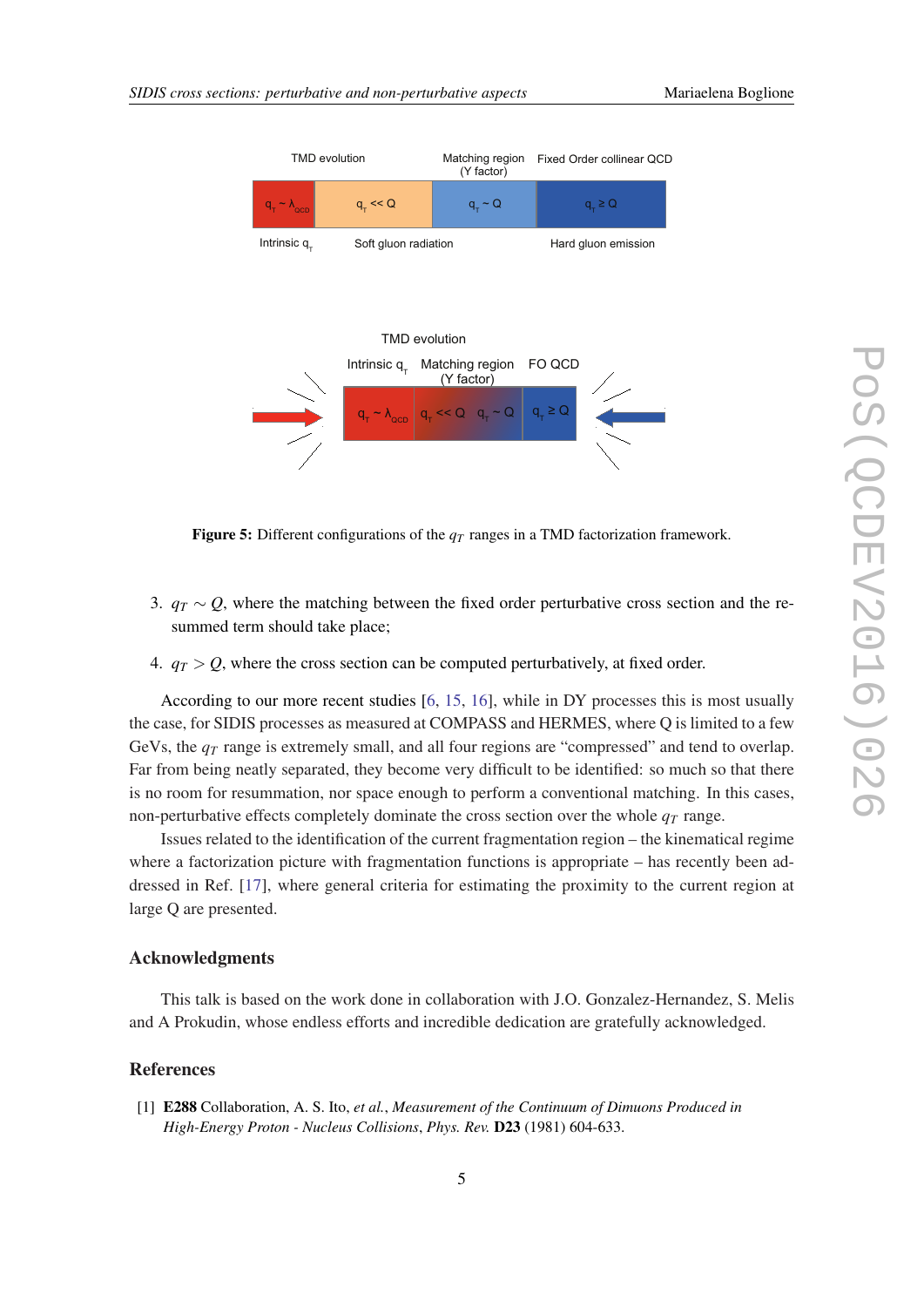**Figure 5:** Different configurations of the $q_T$ ranges in a TMD factorization framework.

3. $q_T \sim Q$, where the matching between the fixed order perturbative cross section and the resummed term should take place;

4. $q_T > Q$, where the cross section can be computed perturbatively, at fixed order.

According to our more recent studies [6, 15, 16], while in DY processes this is most usually the case, for SIDIS processes as measured at COMPASS and HERMES, where Q is limited to a few GeVs, the $q_T$ range is extremely small, and all four regions are "compressed" and tend to overlap. Far from being neatly separated, they become very difficult to be identified: so much so that there is no room for resummation, nor space enough to perform a conventional matching. In this cases, non-perturbative effects completely dominate the cross section over the whole $q_T$ range.

Issues related to the identification of the current fragmentation region – the kinematical regime where a factorization picture with fragmentation functions is appropriate – has recently been addressed in Ref. [17], where general criteria for estimating the proximity to the current region at large Q are presented.

## Acknowledgments

This talk is based on the work done in collaboration with J.O. Gonzalez-Hernandez, S. Melis and A Prokudin, whose endless efforts and incredible dedication are gratefully acknowledged.

## References

[1] **E288** Collaboration, A. S. Ito, *et al.*, *Measurement of the Continuum of Dimuons Produced in High-Energy Proton - Nucleus Collisions*, *Phys. Rev.* **D23** (1981) 604-633.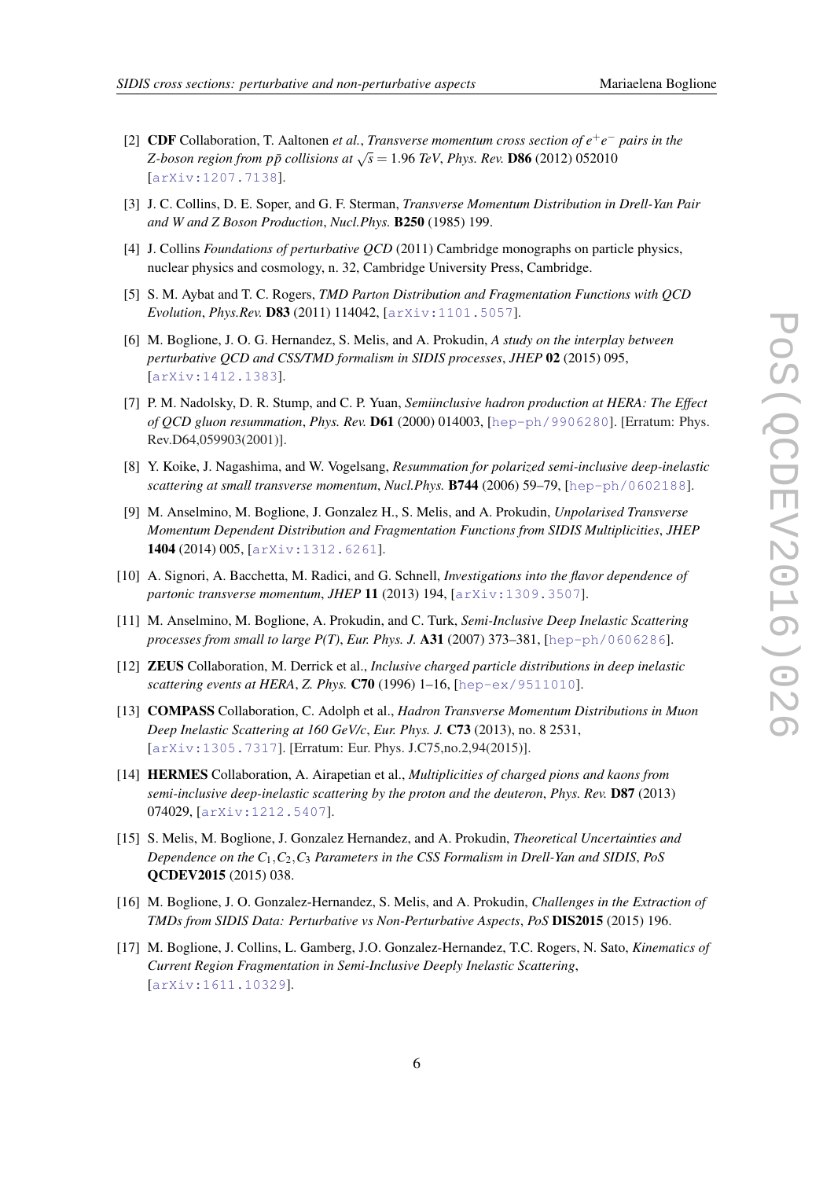[2] **CDF** Collaboration, T. Aaltonen *et al.*, *Transverse momentum cross section of $e^+e^-$ pairs in the Z-boson region from $p\bar{p}$ collisions at $\sqrt{s} = 1.96$ TeV*, *Phys. Rev.* **D86** (2012) 052010 [arXiv:1207.7138].

[3] J. C. Collins, D. E. Soper, and G. F. Sterman, *Transverse Momentum Distribution in Drell-Yan Pair and W and Z Boson Production*, *Nucl.Phys.* **B250** (1985) 199.

[4] J. Collins *Foundations of perturbative QCD* (2011) Cambridge monographs on particle physics, nuclear physics and cosmology, n. 32, Cambridge University Press, Cambridge.

[5] S. M. Aybat and T. C. Rogers, *TMD Parton Distribution and Fragmentation Functions with QCD Evolution*, *Phys.Rev.* **D83** (2011) 114042, [arXiv:1101.5057].

[6] M. Boglione, J. O. G. Hernandez, S. Melis, and A. Prokudin, *A study on the interplay between perturbative QCD and CSS/TMD formalism in SIDIS processes*, *JHEP* **02** (2015) 095, [arXiv:1412.1383].

[7] P. M. Nadolsky, D. R. Stump, and C. P. Yuan, *Semiinclusive hadron production at HERA: The Effect of QCD gluon resummation*, *Phys. Rev.* **D61** (2000) 014003, [hep-ph/9906280]. [Erratum: Phys. Rev.D64,059903(2001)].

[8] Y. Koike, J. Nagashima, and W. Vogelsang, *Resummation for polarized semi-inclusive deep-inelastic scattering at small transverse momentum*, *Nucl.Phys.* **B744** (2006) 59–79, [hep-ph/0602188].

[9] M. Anselmino, M. Boglione, J. Gonzalez H., S. Melis, and A. Prokudin, *Unpolarised Transverse Momentum Dependent Distribution and Fragmentation Functions from SIDIS Multiplicities*, *JHEP* **1404** (2014) 005, [arXiv:1312.6261].

[10] A. Signori, A. Bacchetta, M. Radici, and G. Schnell, *Investigations into the flavor dependence of partonic transverse momentum*, *JHEP* **11** (2013) 194, [arXiv:1309.3507].

[11] M. Anselmino, M. Boglione, A. Prokudin, and C. Turk, *Semi-Inclusive Deep Inelastic Scattering processes from small to large P(T)*, *Eur. Phys. J.* **A31** (2007) 373–381, [hep-ph/0606286].

[12] **ZEUS** Collaboration, M. Derrick et al., *Inclusive charged particle distributions in deep inelastic scattering events at HERA*, *Z. Phys.* **C70** (1996) 1–16, [hep-ex/9511010].

[13] **COMPASS** Collaboration, C. Adolph et al., *Hadron Transverse Momentum Distributions in Muon Deep Inelastic Scattering at 160 GeV/c*, *Eur. Phys. J.* **C73** (2013), no. 8 2531, [arXiv:1305.7317]. [Erratum: Eur. Phys. J.C75,no.2,94(2015)].

[14] **HERMES** Collaboration, A. Airapetian et al., *Multiplicities of charged pions and kaons from semi-inclusive deep-inelastic scattering by the proton and the deuteron*, *Phys. Rev.* **D87** (2013) 074029, [arXiv:1212.5407].

[15] S. Melis, M. Boglione, J. Gonzalez Hernandez, and A. Prokudin, *Theoretical Uncertainties and Dependence on the $C_1$,$C_2$,$C_3$ Parameters in the CSS Formalism in Drell-Yan and SIDIS*, *PoS* **QCDEV2015** (2015) 038.

[16] M. Boglione, J. O. Gonzalez-Hernandez, S. Melis, and A. Prokudin, *Challenges in the Extraction of TMDs from SIDIS Data: Perturbative vs Non-Perturbative Aspects*, *PoS* **DIS2015** (2015) 196.

[17] M. Boglione, J. Collins, L. Gamberg, J.O. Gonzalez-Hernandez, T.C. Rogers, N. Sato, *Kinematics of Current Region Fragmentation in Semi-Inclusive Deeply Inelastic Scattering*, [arXiv:1611.10329].